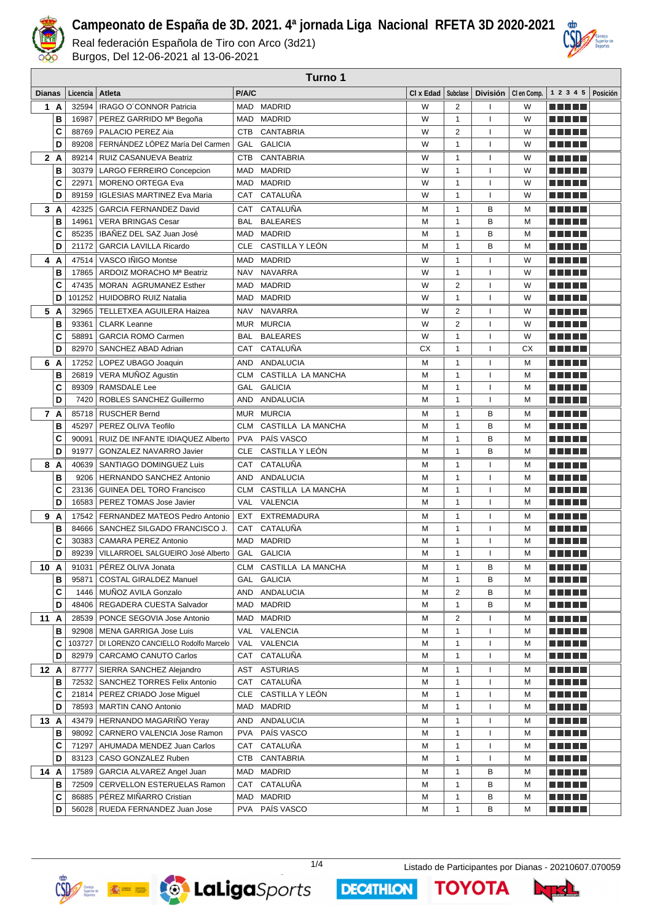# Campeonato de España de 3D. 2021. 4ª jornada Liga Nacional RFETA 3D 2020-2021

Real federación Española de Tiro con Arco (3d21)
Burgos, Del 12-06-2021 al 13-06-2021

## Turno 1

| Dianas | | Licencia | Atleta | P/A/C | | Cl x Edad | Subclase | División | Cl en Comp. | 1 2 3 4 5 | Posición |
|---|---|---|---|---|---|---|---|---|---|---|---|
| 1 | A | 32594 | IRAGO O´CONNOR Patricia | MAD | MADRID | W | 2 | I | W | | |
| | B | 16987 | PEREZ GARRIDO Mª Begoña | MAD | MADRID | W | 1 | I | W | | |
| | C | 88769 | PALACIO PEREZ Aia | CTB | CANTABRIA | W | 2 | I | W | | |
| | D | 89208 | FERNÁNDEZ LÓPEZ María Del Carmen | GAL | GALICIA | W | 1 | I | W | | |
| 2 | A | 89214 | RUIZ CASANUEVA Beatriz | CTB | CANTABRIA | W | 1 | I | W | | |
| | B | 30379 | LARGO FERREIRO Concepcion | MAD | MADRID | W | 1 | I | W | | |
| | C | 22971 | MORENO ORTEGA Eva | MAD | MADRID | W | 1 | I | W | | |
| | D | 89159 | IGLESIAS MARTINEZ Eva Maria | CAT | CATALUÑA | W | 1 | I | W | | |
| 3 | A | 42325 | GARCIA FERNANDEZ David | CAT | CATALUÑA | M | 1 | B | M | | |
| | B | 14961 | VERA BRINGAS Cesar | BAL | BALEARES | M | 1 | B | M | | |
| | C | 85235 | IBAÑEZ DEL SAZ Juan José | MAD | MADRID | M | 1 | B | M | | |
| | D | 21172 | GARCIA LAVILLA Ricardo | CLE | CASTILLA Y LEÓN | M | 1 | B | M | | |
| 4 | A | 47514 | VASCO IÑIGO Montse | MAD | MADRID | W | 1 | I | W | | |
| | B | 17865 | ARDOIZ MORACHO Mª Beatriz | NAV | NAVARRA | W | 1 | I | W | | |
| | C | 47435 | MORAN AGRUMANEZ Esther | MAD | MADRID | W | 2 | I | W | | |
| | D | 101252 | HUIDOBRO RUIZ Natalia | MAD | MADRID | W | 1 | I | W | | |
| 5 | A | 32965 | TELLETXEA AGUILERA Haizea | NAV | NAVARRA | W | 2 | I | W | | |
| | B | 93361 | CLARK Leanne | MUR | MURCIA | W | 2 | I | W | | |
| | C | 58891 | GARCIA ROMO Carmen | BAL | BALEARES | W | 1 | I | W | | |
| | D | 82970 | SANCHEZ ABAD Adrian | CAT | CATALUÑA | CX | 1 | I | CX | | |
| 6 | A | 17252 | LOPEZ UBAGO Joaquin | AND | ANDALUCIA | M | 1 | I | M | | |
| | B | 26819 | VERA MUÑOZ Agustin | CLM | CASTILLA LA MANCHA | M | 1 | I | M | | |
| | C | 89309 | RAMSDALE Lee | GAL | GALICIA | M | 1 | I | M | | |
| | D | 7420 | ROBLES SANCHEZ Guillermo | AND | ANDALUCIA | M | 1 | I | M | | |
| 7 | A | 85718 | RUSCHER Bernd | MUR | MURCIA | M | 1 | B | M | | |
| | B | 45297 | PEREZ OLIVA Teofilo | CLM | CASTILLA LA MANCHA | M | 1 | B | M | | |
| | C | 90091 | RUIZ DE INFANTE IDIAQUEZ Alberto | PVA | PAÍS VASCO | M | 1 | B | M | | |
| | D | 91977 | GONZALEZ NAVARRO Javier | CLE | CASTILLA Y LEÓN | M | 1 | B | M | | |
| 8 | A | 40639 | SANTIAGO DOMINGUEZ Luis | CAT | CATALUÑA | M | 1 | I | M | | |
| | B | 9206 | HERNANDO SANCHEZ Antonio | AND | ANDALUCIA | M | 1 | I | M | | |
| | C | 23136 | GUINEA DEL TORO Francisco | CLM | CASTILLA LA MANCHA | M | 1 | I | M | | |
| | D | 16583 | PEREZ TOMAS Jose Javier | VAL | VALENCIA | M | 1 | I | M | | |
| 9 | A | 17542 | FERNANDEZ MATEOS Pedro Antonio | EXT | EXTREMADURA | M | 1 | I | M | | |
| | B | 84666 | SANCHEZ SILGADO FRANCISCO J. | CAT | CATALUÑA | M | 1 | I | M | | |
| | C | 30383 | CAMARA PEREZ Antonio | MAD | MADRID | M | 1 | I | M | | |
| | D | 89239 | VILLARROEL SALGUEIRO José Alberto | GAL | GALICIA | M | 1 | I | M | | |
| 10 | A | 91031 | PÉREZ OLIVA Jonata | CLM | CASTILLA LA MANCHA | M | 1 | B | M | | |
| | B | 95871 | COSTAL GIRALDEZ Manuel | GAL | GALICIA | M | 1 | B | M | | |
| | C | 1446 | MUÑOZ AVILA Gonzalo | AND | ANDALUCIA | M | 2 | B | M | | |
| | D | 48406 | REGADERA CUESTA Salvador | MAD | MADRID | M | 1 | B | M | | |
| 11 | A | 28539 | PONCE SEGOVIA Jose Antonio | MAD | MADRID | M | 2 | I | M | | |
| | B | 92908 | MENA GARRIGA Jose Luis | VAL | VALENCIA | M | 1 | I | M | | |
| | C | 103727 | DI LORENZO CANCIELLO Rodolfo Marcelo | VAL | VALENCIA | M | 1 | I | M | | |
| | D | 82979 | CARCAMO CANUTO Carlos | CAT | CATALUÑA | M | 1 | I | M | | |
| 12 | A | 87777 | SIERRA SANCHEZ Alejandro | AST | ASTURIAS | M | 1 | I | M | | |
| | B | 72532 | SANCHEZ TORRES Felix Antonio | CAT | CATALUÑA | M | 1 | I | M | | |
| | C | 21814 | PEREZ CRIADO Jose Miguel | CLE | CASTILLA Y LEÓN | M | 1 | I | M | | |
| | D | 78593 | MARTIN CANO Antonio | MAD | MADRID | M | 1 | I | M | | |
| 13 | A | 43479 | HERNANDO MAGARIÑO Yeray | AND | ANDALUCIA | M | 1 | I | M | | |
| | B | 98092 | CARNERO VALENCIA Jose Ramon | PVA | PAÍS VASCO | M | 1 | I | M | | |
| | C | 71297 | AHUMADA MENDEZ Juan Carlos | CAT | CATALUÑA | M | 1 | I | M | | |
| | D | 83123 | CASO GONZALEZ Ruben | CTB | CANTABRIA | M | 1 | I | M | | |
| 14 | A | 17589 | GARCIA ALVAREZ Angel Juan | MAD | MADRID | M | 1 | B | M | | |
| | B | 72509 | CERVELLON ESTERUELAS Ramon | CAT | CATALUÑA | M | 1 | B | M | | |
| | C | 86885 | PÉREZ MIÑARRO Cristian | MAD | MADRID | M | 1 | B | M | | |
| | D | 56028 | RUEDA FERNANDEZ Juan Jose | PVA | PAÍS VASCO | M | 1 | B | M | | |

Listado de Participantes por Dianas - 20210607.070059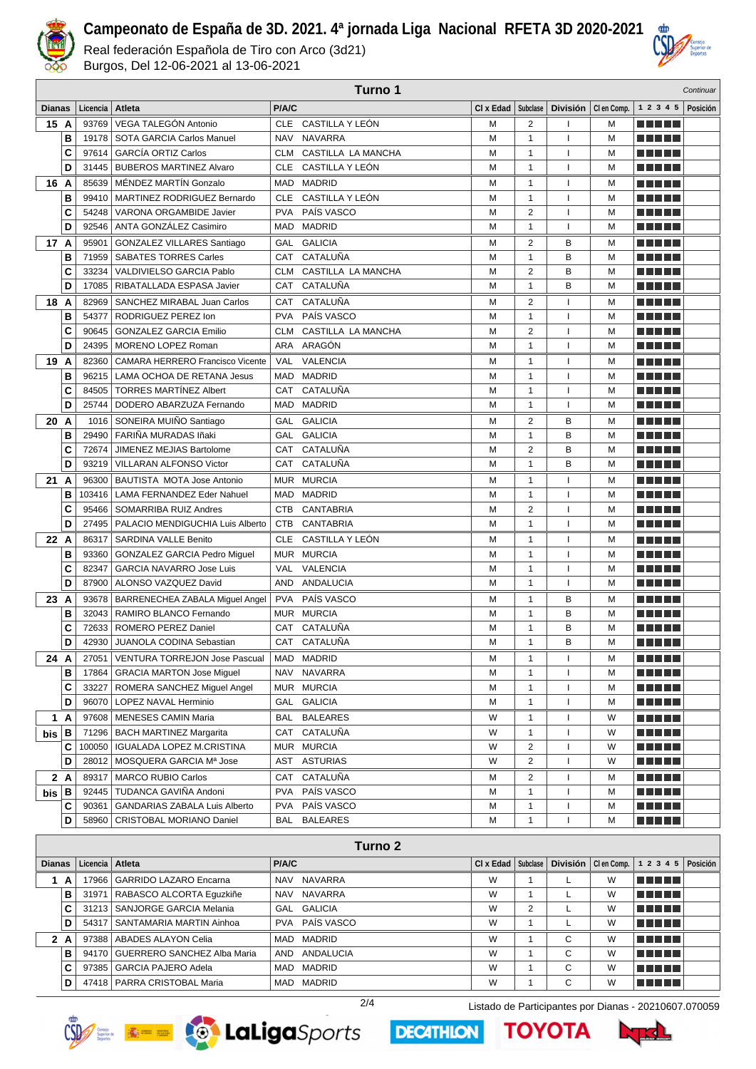# Campeonato de España de 3D. 2021. 4ª jornada Liga Nacional RFETA 3D 2020-2021

Real federación Española de Tiro con Arco (3d21)

Burgos, Del 12-06-2021 al 13-06-2021

## Turno 1

*Continuar*

| Dianas | | Licencia | Atleta | P/A/C | | Cl x Edad | Subclase | División | Cl en Comp. | 1 2 3 4 5 | Posición |
|---|---|---|---|---|---|---|---|---|---|---|---|
| 15 | A | 93769 | VEGA TALEGÓN Antonio | CLE | CASTILLA Y LEÓN | M | 2 | I | M | | |
| | B | 19178 | SOTA GARCIA Carlos Manuel | NAV | NAVARRA | M | 1 | I | M | | |
| | C | 97614 | GARCÍA ORTIZ Carlos | CLM | CASTILLA LA MANCHA | M | 1 | I | M | | |
| | D | 31445 | BUBEROS MARTINEZ Alvaro | CLE | CASTILLA Y LEÓN | M | 1 | I | M | | |
| 16 | A | 85639 | MÉNDEZ MARTÍN Gonzalo | MAD | MADRID | M | 1 | I | M | | |
| | B | 99410 | MARTINEZ RODRIGUEZ Bernardo | CLE | CASTILLA Y LEÓN | M | 1 | I | M | | |
| | C | 54248 | VARONA ORGAMBIDE Javier | PVA | PAÍS VASCO | M | 2 | I | M | | |
| | D | 92546 | ANTA GONZÁLEZ Casimiro | MAD | MADRID | M | 1 | I | M | | |
| 17 | A | 95901 | GONZALEZ VILLARES Santiago | GAL | GALICIA | M | 2 | B | M | | |
| | B | 71959 | SABATES TORRES Carles | CAT | CATALUÑA | M | 1 | B | M | | |
| | C | 33234 | VALDIVIELSO GARCIA Pablo | CLM | CASTILLA LA MANCHA | M | 2 | B | M | | |
| | D | 17085 | RIBATALLADA ESPASA Javier | CAT | CATALUÑA | M | 1 | B | M | | |
| 18 | A | 82969 | SANCHEZ MIRABAL Juan Carlos | CAT | CATALUÑA | M | 2 | I | M | | |
| | B | 54377 | RODRIGUEZ PEREZ Ion | PVA | PAÍS VASCO | M | 1 | I | M | | |
| | C | 90645 | GONZALEZ GARCIA Emilio | CLM | CASTILLA LA MANCHA | M | 2 | I | M | | |
| | D | 24395 | MORENO LOPEZ Roman | ARA | ARAGÓN | M | 1 | I | M | | |
| 19 | A | 82360 | CAMARA HERRERO Francisco Vicente | VAL | VALENCIA | M | 1 | I | M | | |
| | B | 96215 | LAMA OCHOA DE RETANA Jesus | MAD | MADRID | M | 1 | I | M | | |
| | C | 84505 | TORRES MARTÍNEZ Albert | CAT | CATALUÑA | M | 1 | I | M | | |
| | D | 25744 | DODERO ABARZUZA Fernando | MAD | MADRID | M | 1 | I | M | | |
| 20 | A | 1016 | SONEIRA MUIÑO Santiago | GAL | GALICIA | M | 2 | B | M | | |
| | B | 29490 | FARIÑA MURADAS Iñaki | GAL | GALICIA | M | 1 | B | M | | |
| | C | 72674 | JIMENEZ MEJIAS Bartolome | CAT | CATALUÑA | M | 2 | B | M | | |
| | D | 93219 | VILLARAN ALFONSO Victor | CAT | CATALUÑA | M | 1 | B | M | | |
| 21 | A | 96300 | BAUTISTA MOTA Jose Antonio | MUR | MURCIA | M | 1 | I | M | | |
| | B | 103416 | LAMA FERNANDEZ Eder Nahuel | MAD | MADRID | M | 1 | I | M | | |
| | C | 95466 | SOMARRIBA RUIZ Andres | CTB | CANTABRIA | M | 2 | I | M | | |
| | D | 27495 | PALACIO MENDIGUCHIA Luis Alberto | CTB | CANTABRIA | M | 1 | I | M | | |
| 22 | A | 86317 | SARDINA VALLE Benito | CLE | CASTILLA Y LEÓN | M | 1 | I | M | | |
| | B | 93360 | GONZALEZ GARCIA Pedro Miguel | MUR | MURCIA | M | 1 | I | M | | |
| | C | 82347 | GARCIA NAVARRO Jose Luis | VAL | VALENCIA | M | 1 | I | M | | |
| | D | 87900 | ALONSO VAZQUEZ David | AND | ANDALUCIA | M | 1 | I | M | | |
| 23 | A | 93678 | BARRENECHEA ZABALA Miguel Angel | PVA | PAÍS VASCO | M | 1 | B | M | | |
| | B | 32043 | RAMIRO BLANCO Fernando | MUR | MURCIA | M | 1 | B | M | | |
| | C | 72633 | ROMERO PEREZ Daniel | CAT | CATALUÑA | M | 1 | B | M | | |
| | D | 42930 | JUANOLA CODINA Sebastian | CAT | CATALUÑA | M | 1 | B | M | | |
| 24 | A | 27051 | VENTURA TORREJON Jose Pascual | MAD | MADRID | M | 1 | I | M | | |
| | B | 17864 | GRACIA MARTON Jose Miguel | NAV | NAVARRA | M | 1 | I | M | | |
| | C | 33227 | ROMERA SANCHEZ Miguel Angel | MUR | MURCIA | M | 1 | I | M | | |
| | D | 96070 | LOPEZ NAVAL Herminio | GAL | GALICIA | M | 1 | I | M | | |
| 1 bis | A | 97608 | MENESES CAMIN Maria | BAL | BALEARES | W | 1 | I | W | | |
| | B | 71296 | BACH MARTINEZ Margarita | CAT | CATALUÑA | W | 1 | I | W | | |
| | C | 100050 | IGUALADA LOPEZ M.CRISTINA | MUR | MURCIA | W | 2 | I | W | | |
| | D | 28012 | MOSQUERA GARCIA Mª Jose | AST | ASTURIAS | W | 2 | I | W | | |
| 2 bis | A | 89317 | MARCO RUBIO Carlos | CAT | CATALUÑA | M | 2 | I | M | | |
| | B | 92445 | TUDANCA GAVIÑA Andoni | PVA | PAÍS VASCO | M | 1 | I | M | | |
| | C | 90361 | GANDARIAS ZABALA Luis Alberto | PVA | PAÍS VASCO | M | 1 | I | M | | |
| | D | 58960 | CRISTOBAL MORIANO Daniel | BAL | BALEARES | M | 1 | I | M | | |

## Turno 2

| Dianas | | Licencia | Atleta | P/A/C | | Cl x Edad | Subclase | División | Cl en Comp. | 1 2 3 4 5 | Posición |
|---|---|---|---|---|---|---|---|---|---|---|---|
| 1 | A | 17966 | GARRIDO LAZARO Encarna | NAV | NAVARRA | W | 1 | L | W | | |
| | B | 31971 | RABASCO ALCORTA Eguzkiñe | NAV | NAVARRA | W | 1 | L | W | | |
| | C | 31213 | SANJORGE GARCIA Melania | GAL | GALICIA | W | 2 | L | W | | |
| | D | 54317 | SANTAMARIA MARTIN Ainhoa | PVA | PAÍS VASCO | W | 1 | L | W | | |
| 2 | A | 97388 | ABADES ALAYON Celia | MAD | MADRID | W | 1 | C | W | | |
| | B | 94170 | GUERRERO SANCHEZ Alba Maria | AND | ANDALUCIA | W | 1 | C | W | | |
| | C | 97385 | GARCIA PAJERO Adela | MAD | MADRID | W | 1 | C | W | | |
| | D | 47418 | PARRA CRISTOBAL Maria | MAD | MADRID | W | 1 | C | W | | |

Listado de Participantes por Dianas - 20210607.070059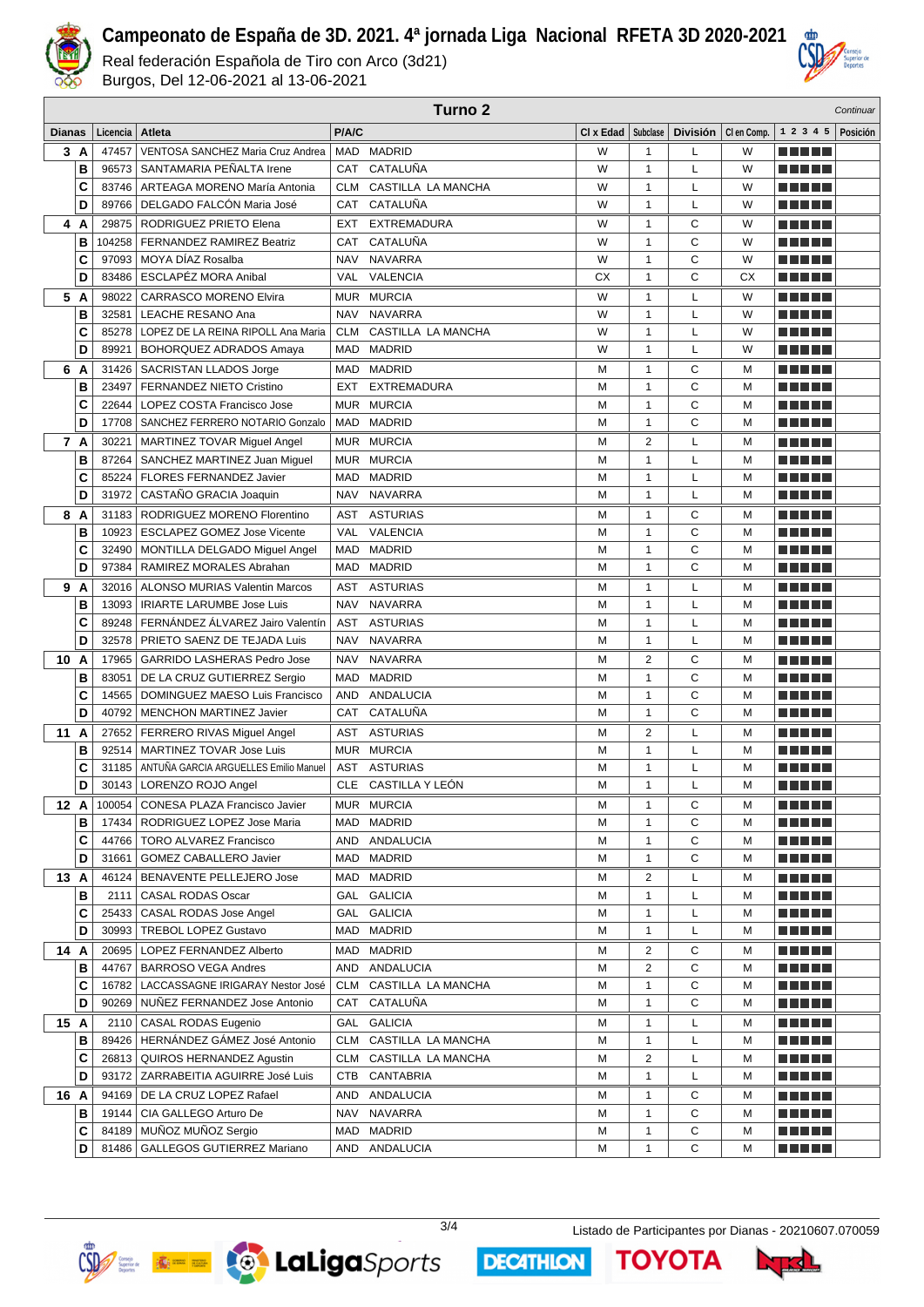# Campeonato de España de 3D. 2021. 4ª jornada Liga Nacional RFETA 3D 2020-2021

Real federación Española de Tiro con Arco (3d21)

Burgos, Del 12-06-2021 al 13-06-2021

## Turno 2

*Continuar*

| Dianas | | Licencia | Atleta | P/A/C | | Cl x Edad | Subclase | División | Cl en Comp. | 1 2 3 4 5 | Posición |
|---|---|---|---|---|---|---|---|---|---|---|---|
| 3 | A | 47457 | VENTOSA SANCHEZ Maria Cruz Andrea | MAD | MADRID | W | 1 | L | W | | |
| | B | 96573 | SANTAMARIA PEÑALTA Irene | CAT | CATALUÑA | W | 1 | L | W | | |
| | C | 83746 | ARTEAGA MORENO María Antonia | CLM | CASTILLA LA MANCHA | W | 1 | L | W | | |
| | D | 89766 | DELGADO FALCÓN Maria José | CAT | CATALUÑA | W | 1 | L | W | | |
| 4 | A | 29875 | RODRIGUEZ PRIETO Elena | EXT | EXTREMADURA | W | 1 | C | W | | |
| | B | 104258 | FERNANDEZ RAMIREZ Beatriz | CAT | CATALUÑA | W | 1 | C | W | | |
| | C | 97093 | MOYA DÍAZ Rosalba | NAV | NAVARRA | W | 1 | C | W | | |
| | D | 83486 | ESCLAPÉZ MORA Anibal | VAL | VALENCIA | CX | 1 | C | CX | | |
| 5 | A | 98022 | CARRASCO MORENO Elvira | MUR | MURCIA | W | 1 | L | W | | |
| | B | 32581 | LEACHE RESANO Ana | NAV | NAVARRA | W | 1 | L | W | | |
| | C | 85278 | LOPEZ DE LA REINA RIPOLL Ana Maria | CLM | CASTILLA LA MANCHA | W | 1 | L | W | | |
| | D | 89921 | BOHORQUEZ ADRADOS Amaya | MAD | MADRID | W | 1 | L | W | | |
| 6 | A | 31426 | SACRISTAN LLADOS Jorge | MAD | MADRID | M | 1 | C | M | | |
| | B | 23497 | FERNANDEZ NIETO Cristino | EXT | EXTREMADURA | M | 1 | C | M | | |
| | C | 22644 | LOPEZ COSTA Francisco Jose | MUR | MURCIA | M | 1 | C | M | | |
| | D | 17708 | SANCHEZ FERRERO NOTARIO Gonzalo | MAD | MADRID | M | 1 | C | M | | |
| 7 | A | 30221 | MARTINEZ TOVAR Miguel Angel | MUR | MURCIA | M | 2 | L | M | | |
| | B | 87264 | SANCHEZ MARTINEZ Juan Miguel | MUR | MURCIA | M | 1 | L | M | | |
| | C | 85224 | FLORES FERNANDEZ Javier | MAD | MADRID | M | 1 | L | M | | |
| | D | 31972 | CASTAÑO GRACIA Joaquin | NAV | NAVARRA | M | 1 | L | M | | |
| 8 | A | 31183 | RODRIGUEZ MORENO Florentino | AST | ASTURIAS | M | 1 | C | M | | |
| | B | 10923 | ESCLAPEZ GOMEZ Jose Vicente | VAL | VALENCIA | M | 1 | C | M | | |
| | C | 32490 | MONTILLA DELGADO Miguel Angel | MAD | MADRID | M | 1 | C | M | | |
| | D | 97384 | RAMIREZ MORALES Abrahan | MAD | MADRID | M | 1 | C | M | | |
| 9 | A | 32016 | ALONSO MURIAS Valentin Marcos | AST | ASTURIAS | M | 1 | L | M | | |
| | B | 13093 | IRIARTE LARUMBE Jose Luis | NAV | NAVARRA | M | 1 | L | M | | |
| | C | 89248 | FERNÁNDEZ ÁLVAREZ Jairo Valentín | AST | ASTURIAS | M | 1 | L | M | | |
| | D | 32578 | PRIETO SAENZ DE TEJADA Luis | NAV | NAVARRA | M | 1 | L | M | | |
| 10 | A | 17965 | GARRIDO LASHERAS Pedro Jose | NAV | NAVARRA | M | 2 | C | M | | |
| | B | 83051 | DE LA CRUZ GUTIERREZ Sergio | MAD | MADRID | M | 1 | C | M | | |
| | C | 14565 | DOMINGUEZ MAESO Luis Francisco | AND | ANDALUCIA | M | 1 | C | M | | |
| | D | 40792 | MENCHON MARTINEZ Javier | CAT | CATALUÑA | M | 1 | C | M | | |
| 11 | A | 27652 | FERRERO RIVAS Miguel Angel | AST | ASTURIAS | M | 2 | L | M | | |
| | B | 92514 | MARTINEZ TOVAR Jose Luis | MUR | MURCIA | M | 1 | L | M | | |
| | C | 31185 | ANTUÑA GARCIA ARGUELLES Emilio Manuel | AST | ASTURIAS | M | 1 | L | M | | |
| | D | 30143 | LORENZO ROJO Angel | CLE | CASTILLA Y LEÓN | M | 1 | L | M | | |
| 12 | A | 100054 | CONESA PLAZA Francisco Javier | MUR | MURCIA | M | 1 | C | M | | |
| | B | 17434 | RODRIGUEZ LOPEZ Jose Maria | MAD | MADRID | M | 1 | C | M | | |
| | C | 44766 | TORO ALVAREZ Francisco | AND | ANDALUCIA | M | 1 | C | M | | |
| | D | 31661 | GOMEZ CABALLERO Javier | MAD | MADRID | M | 1 | C | M | | |
| 13 | A | 46124 | BENAVENTE PELLEJERO Jose | MAD | MADRID | M | 2 | L | M | | |
| | B | 2111 | CASAL RODAS Oscar | GAL | GALICIA | M | 1 | L | M | | |
| | C | 25433 | CASAL RODAS Jose Angel | GAL | GALICIA | M | 1 | L | M | | |
| | D | 30993 | TREBOL LOPEZ Gustavo | MAD | MADRID | M | 1 | L | M | | |
| 14 | A | 20695 | LOPEZ FERNANDEZ Alberto | MAD | MADRID | M | 2 | C | M | | |
| | B | 44767 | BARROSO VEGA Andres | AND | ANDALUCIA | M | 2 | C | M | | |
| | C | 16782 | LACCASSAGNE IRIGARAY Nestor José | CLM | CASTILLA LA MANCHA | M | 1 | C | M | | |
| | D | 90269 | NUÑEZ FERNANDEZ Jose Antonio | CAT | CATALUÑA | M | 1 | C | M | | |
| 15 | A | 2110 | CASAL RODAS Eugenio | GAL | GALICIA | M | 1 | L | M | | |
| | B | 89426 | HERNÁNDEZ GÁMEZ José Antonio | CLM | CASTILLA LA MANCHA | M | 1 | L | M | | |
| | C | 26813 | QUIROS HERNANDEZ Agustin | CLM | CASTILLA LA MANCHA | M | 2 | L | M | | |
| | D | 93172 | ZARRABEITIA AGUIRRE José Luis | CTB | CANTABRIA | M | 1 | L | M | | |
| 16 | A | 94169 | DE LA CRUZ LOPEZ Rafael | AND | ANDALUCIA | M | 1 | C | M | | |
| | B | 19144 | CIA GALLEGO Arturo De | NAV | NAVARRA | M | 1 | C | M | | |
| | C | 84189 | MUÑOZ MUÑOZ Sergio | MAD | MADRID | M | 1 | C | M | | |
| | D | 81486 | GALLEGOS GUTIERREZ Mariano | AND | ANDALUCIA | M | 1 | C | M | | |

Listado de Participantes por Dianas - 20210607.070059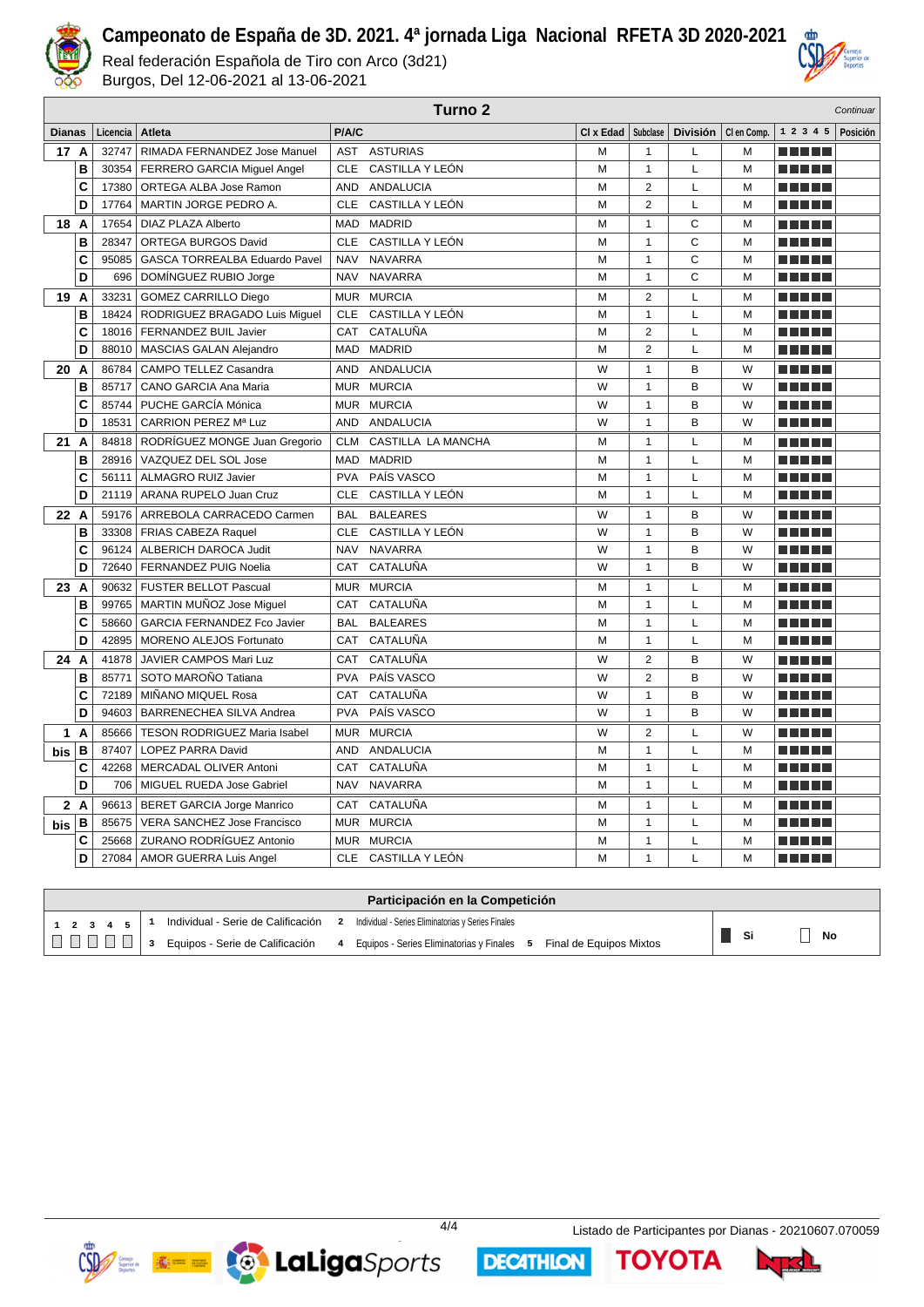# Campeonato de España de 3D. 2021. 4ª jornada Liga Nacional RFETA 3D 2020-2021

Real federación Española de Tiro con Arco (3d21)
Burgos, Del 12-06-2021 al 13-06-2021

## Turno 2

*Continuar*

| Dianas | | Licencia | Atleta | P/A/C | | Cl x Edad | Subclase | División | Cl en Comp. | 1 2 3 4 5 | Posición |
|---|---|---|---|---|---|---|---|---|---|---|---|
| 17 | A | 32747 | RIMADA FERNANDEZ Jose Manuel | AST | ASTURIAS | M | 1 | L | M | ■■■■■ | |
| | B | 30354 | FERRERO GARCIA Miguel Angel | CLE | CASTILLA Y LEÓN | M | 1 | L | M | ■■■■■ | |
| | C | 17380 | ORTEGA ALBA Jose Ramon | AND | ANDALUCIA | M | 2 | L | M | ■■■■■ | |
| | D | 17764 | MARTIN JORGE PEDRO A. | CLE | CASTILLA Y LEÓN | M | 2 | L | M | ■■■■■ | |
| 18 | A | 17654 | DIAZ PLAZA Alberto | MAD | MADRID | M | 1 | C | M | ■■■■■ | |
| | B | 28347 | ORTEGA BURGOS David | CLE | CASTILLA Y LEÓN | M | 1 | C | M | ■■■■■ | |
| | C | 95085 | GASCA TORREALBA Eduardo Pavel | NAV | NAVARRA | M | 1 | C | M | ■■■■■ | |
| | D | 696 | DOMÍNGUEZ RUBIO Jorge | NAV | NAVARRA | M | 1 | C | M | ■■■■■ | |
| 19 | A | 33231 | GOMEZ CARRILLO Diego | MUR | MURCIA | M | 2 | L | M | ■■■■■ | |
| | B | 18424 | RODRIGUEZ BRAGADO Luis Miguel | CLE | CASTILLA Y LEÓN | M | 1 | L | M | ■■■■■ | |
| | C | 18016 | FERNANDEZ BUIL Javier | CAT | CATALUÑA | M | 2 | L | M | ■■■■■ | |
| | D | 88010 | MASCIAS GALAN Alejandro | MAD | MADRID | M | 2 | L | M | ■■■■■ | |
| 20 | A | 86784 | CAMPO TELLEZ Casandra | AND | ANDALUCIA | W | 1 | B | W | ■■■■■ | |
| | B | 85717 | CANO GARCIA Ana Maria | MUR | MURCIA | W | 1 | B | W | ■■■■■ | |
| | C | 85744 | PUCHE GARCÍA Mónica | MUR | MURCIA | W | 1 | B | W | ■■■■■ | |
| | D | 18531 | CARRION PEREZ Mª Luz | AND | ANDALUCIA | W | 1 | B | W | ■■■■■ | |
| 21 | A | 84818 | RODRÍGUEZ MONGE Juan Gregorio | CLM | CASTILLA LA MANCHA | M | 1 | L | M | ■■■■■ | |
| | B | 28916 | VAZQUEZ DEL SOL Jose | MAD | MADRID | M | 1 | L | M | ■■■■■ | |
| | C | 56111 | ALMAGRO RUIZ Javier | PVA | PAÍS VASCO | M | 1 | L | M | ■■■■■ | |
| | D | 21119 | ARANA RUPELO Juan Cruz | CLE | CASTILLA Y LEÓN | M | 1 | L | M | ■■■■■ | |
| 22 | A | 59176 | ARREBOLA CARRACEDO Carmen | BAL | BALEARES | W | 1 | B | W | ■■■■■ | |
| | B | 33308 | FRIAS CABEZA Raquel | CLE | CASTILLA Y LEÓN | W | 1 | B | W | ■■■■■ | |
| | C | 96124 | ALBERICH DAROCA Judit | NAV | NAVARRA | W | 1 | B | W | ■■■■■ | |
| | D | 72640 | FERNANDEZ PUIG Noelia | CAT | CATALUÑA | W | 1 | B | W | ■■■■■ | |
| 23 | A | 90632 | FUSTER BELLOT Pascual | MUR | MURCIA | M | 1 | L | M | ■■■■■ | |
| | B | 99765 | MARTIN MUÑOZ Jose Miguel | CAT | CATALUÑA | M | 1 | L | M | ■■■■■ | |
| | C | 58660 | GARCIA FERNANDEZ Fco Javier | BAL | BALEARES | M | 1 | L | M | ■■■■■ | |
| | D | 42895 | MORENO ALEJOS Fortunato | CAT | CATALUÑA | M | 1 | L | M | ■■■■■ | |
| 24 | A | 41878 | JAVIER CAMPOS Mari Luz | CAT | CATALUÑA | W | 2 | B | W | ■■■■■ | |
| | B | 85771 | SOTO MAROÑO Tatiana | PVA | PAÍS VASCO | W | 2 | B | W | ■■■■■ | |
| | C | 72189 | MIÑANO MIQUEL Rosa | CAT | CATALUÑA | W | 1 | B | W | ■■■■■ | |
| | D | 94603 | BARRENECHEA SILVA Andrea | PVA | PAÍS VASCO | W | 1 | B | W | ■■■■■ | |
| 1 bis | A | 85666 | TESON RODRIGUEZ Maria Isabel | MUR | MURCIA | W | 2 | L | W | ■■■■■ | |
| | B | 87407 | LOPEZ PARRA David | AND | ANDALUCIA | M | 1 | L | M | ■■■■■ | |
| | C | 42268 | MERCADAL OLIVER Antoni | CAT | CATALUÑA | M | 1 | L | M | ■■■■■ | |
| | D | 706 | MIGUEL RUEDA Jose Gabriel | NAV | NAVARRA | M | 1 | L | M | ■■■■■ | |
| 2 bis | A | 96613 | BERET GARCIA Jorge Manrico | CAT | CATALUÑA | M | 1 | L | M | ■■■■■ | |
| | B | 85675 | VERA SANCHEZ Jose Francisco | MUR | MURCIA | M | 1 | L | M | ■■■■■ | |
| | C | 25668 | ZURANO RODRÍGUEZ Antonio | MUR | MURCIA | M | 1 | L | M | ■■■■■ | |
| | D | 27084 | AMOR GUERRA Luis Angel | CLE | CASTILLA Y LEÓN | M | 1 | L | M | ■■■■■ | |

### Participación en la Competición

1 2 3 4 5

1 Individual - Serie de Calificación
2 Individual - Series Eliminatorias y Series Finales
3 Equipos - Serie de Calificación
4 Equipos - Series Eliminatorias y Finales
5 Final de Equipos Mixtos

■ Si □ No

Listado de Participantes por Dianas - 20210607.070059